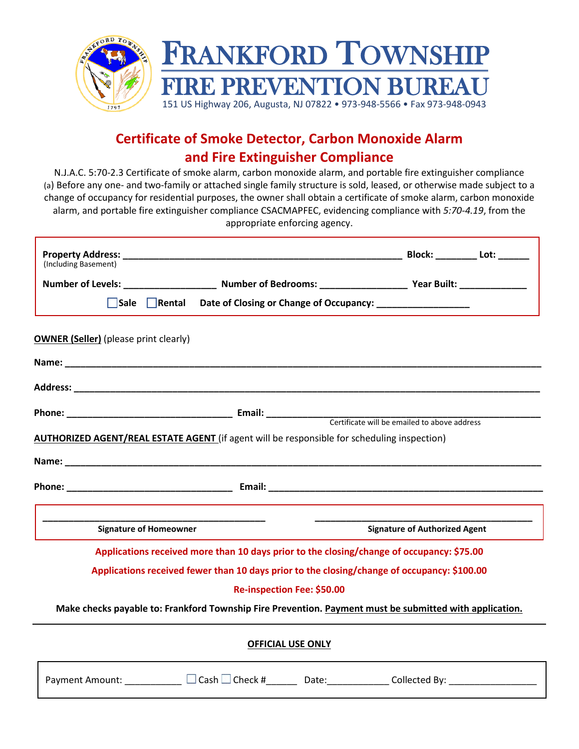# FRANKFORD TOWNSHIP
## FIRE PREVENTION BUREAU

151 US Highway 206, Augusta, NJ 07822 • 973-948-5566 • Fax 973-948-0943

## Certificate of Smoke Detector, Carbon Monoxide Alarm and Fire Extinguisher Compliance

N.J.A.C. 5:70-2.3 Certificate of smoke alarm, carbon monoxide alarm, and portable fire extinguisher compliance (a) Before any one- and two-family or attached single family structure is sold, leased, or otherwise made subject to a change of occupancy for residential purposes, the owner shall obtain a certificate of smoke alarm, carbon monoxide alarm, and portable fire extinguisher compliance CSACMAPFEC, evidencing compliance with *5:70-4.19*, from the appropriate enforcing agency.

**Property Address:** _______________________________________________ **Block:** ________ **Lot:** ______
(Including Basement)

**Number of Levels:** _________________ **Number of Bedrooms:** ________________ **Year Built:** ____________

☐ **Sale** ☐ **Rental** **Date of Closing or Change of Occupancy:** _________________

**OWNER (Seller)** (please print clearly)

**Name:** ________________________________________________________________________________

**Address:** ______________________________________________________________________________

**Phone:** ______________________________ **Email:** ______________________________________________
Certificate will be emailed to above address

**AUTHORIZED AGENT/REAL ESTATE AGENT** (if agent will be responsible for scheduling inspection)

**Name:** ________________________________________________________________________________

**Phone:** ______________________________ **Email:** ______________________________________________

______________________________________ ______________________________________
**Signature of Homeowner** **Signature of Authorized Agent**

**Applications received more than 10 days prior to the closing/change of occupancy: $75.00**

**Applications received fewer than 10 days prior to the closing/change of occupancy: $100.00**

**Re-inspection Fee: $50.00**

**Make checks payable to: Frankford Township Fire Prevention. Payment must be submitted with application.**

---

**OFFICIAL USE ONLY**

Payment Amount: ___________ ☐ Cash ☐ Check #______ Date:____________ Collected By: _________________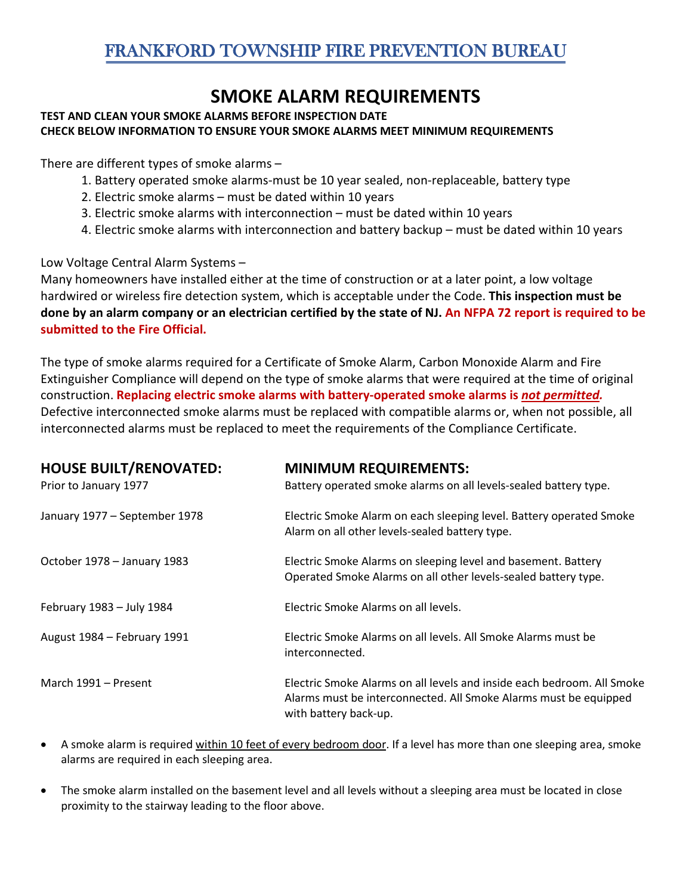# FRANKFORD TOWNSHIP FIRE PREVENTION BUREAU

## SMOKE ALARM REQUIREMENTS

**TEST AND CLEAN YOUR SMOKE ALARMS BEFORE INSPECTION DATE**
**CHECK BELOW INFORMATION TO ENSURE YOUR SMOKE ALARMS MEET MINIMUM REQUIREMENTS**

There are different types of smoke alarms –

1. Battery operated smoke alarms-must be 10 year sealed, non-replaceable, battery type
2. Electric smoke alarms – must be dated within 10 years
3. Electric smoke alarms with interconnection – must be dated within 10 years
4. Electric smoke alarms with interconnection and battery backup – must be dated within 10 years

Low Voltage Central Alarm Systems –
Many homeowners have installed either at the time of construction or at a later point, a low voltage hardwired or wireless fire detection system, which is acceptable under the Code. **This inspection must be done by an alarm company or an electrician certified by the state of NJ. An NFPA 72 report is required to be submitted to the Fire Official.**

The type of smoke alarms required for a Certificate of Smoke Alarm, Carbon Monoxide Alarm and Fire Extinguisher Compliance will depend on the type of smoke alarms that were required at the time of original construction. **Replacing electric smoke alarms with battery-operated smoke alarms is *not permitted.*** Defective interconnected smoke alarms must be replaced with compatible alarms or, when not possible, all interconnected alarms must be replaced to meet the requirements of the Compliance Certificate.

| HOUSE BUILT/RENOVATED: | MINIMUM REQUIREMENTS: |
| --- | --- |
| Prior to January 1977 | Battery operated smoke alarms on all levels-sealed battery type. |
| January 1977 – September 1978 | Electric Smoke Alarm on each sleeping level. Battery operated Smoke Alarm on all other levels-sealed battery type. |
| October 1978 – January 1983 | Electric Smoke Alarms on sleeping level and basement. Battery Operated Smoke Alarms on all other levels-sealed battery type. |
| February 1983 – July 1984 | Electric Smoke Alarms on all levels. |
| August 1984 – February 1991 | Electric Smoke Alarms on all levels. All Smoke Alarms must be interconnected. |
| March 1991 – Present | Electric Smoke Alarms on all levels and inside each bedroom. All Smoke Alarms must be interconnected. All Smoke Alarms must be equipped with battery back-up. |

- A smoke alarm is required within 10 feet of every bedroom door. If a level has more than one sleeping area, smoke alarms are required in each sleeping area.
- The smoke alarm installed on the basement level and all levels without a sleeping area must be located in close proximity to the stairway leading to the floor above.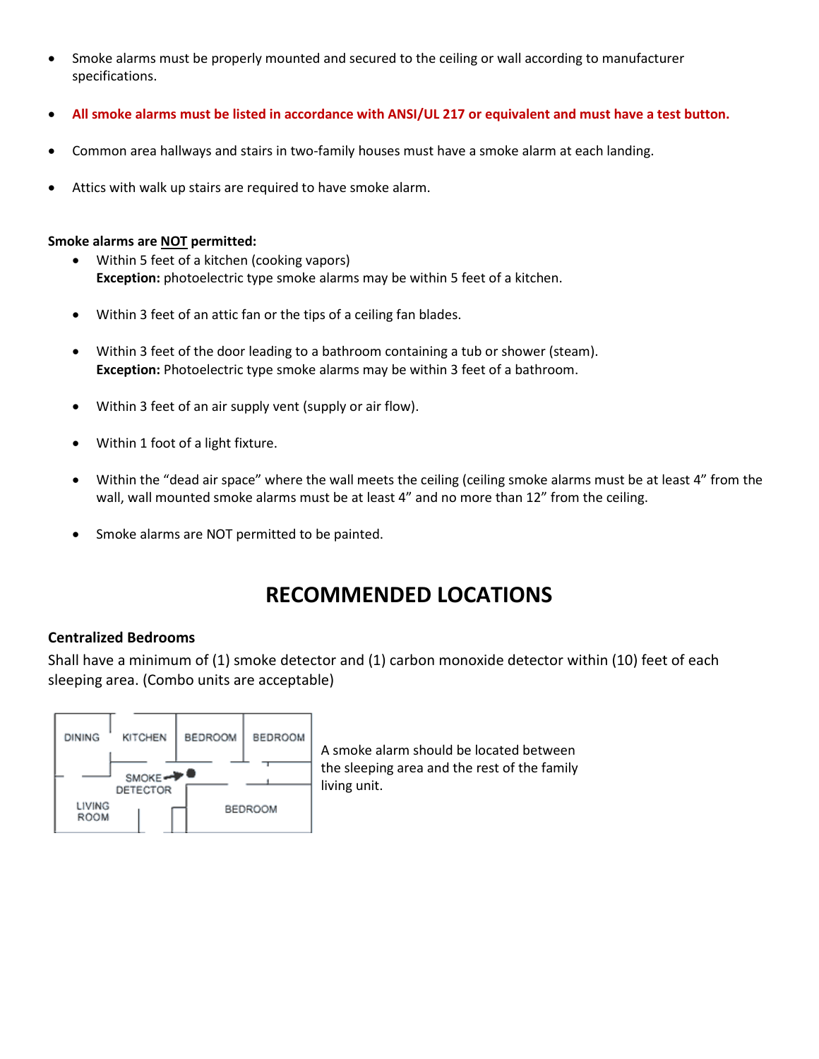- Smoke alarms must be properly mounted and secured to the ceiling or wall according to manufacturer specifications.

- **All smoke alarms must be listed in accordance with ANSI/UL 217 or equivalent and must have a test button.**

- Common area hallways and stairs in two-family houses must have a smoke alarm at each landing.

- Attics with walk up stairs are required to have smoke alarm.

**Smoke alarms are NOT permitted:**

- Within 5 feet of a kitchen (cooking vapors)
  **Exception:** photoelectric type smoke alarms may be within 5 feet of a kitchen.

- Within 3 feet of an attic fan or the tips of a ceiling fan blades.

- Within 3 feet of the door leading to a bathroom containing a tub or shower (steam).
  **Exception:** Photoelectric type smoke alarms may be within 3 feet of a bathroom.

- Within 3 feet of an air supply vent (supply or air flow).

- Within 1 foot of a light fixture.

- Within the "dead air space" where the wall meets the ceiling (ceiling smoke alarms must be at least 4" from the wall, wall mounted smoke alarms must be at least 4" and no more than 12" from the ceiling.

- Smoke alarms are NOT permitted to be painted.

## RECOMMENDED LOCATIONS

**Centralized Bedrooms**

Shall have a minimum of (1) smoke detector and (1) carbon monoxide detector within (10) feet of each sleeping area. (Combo units are acceptable)

DINING KITCHEN BEDROOM BEDROOM SMOKE DETECTOR LIVING ROOM BEDROOM

A smoke alarm should be located between the sleeping area and the rest of the family living unit.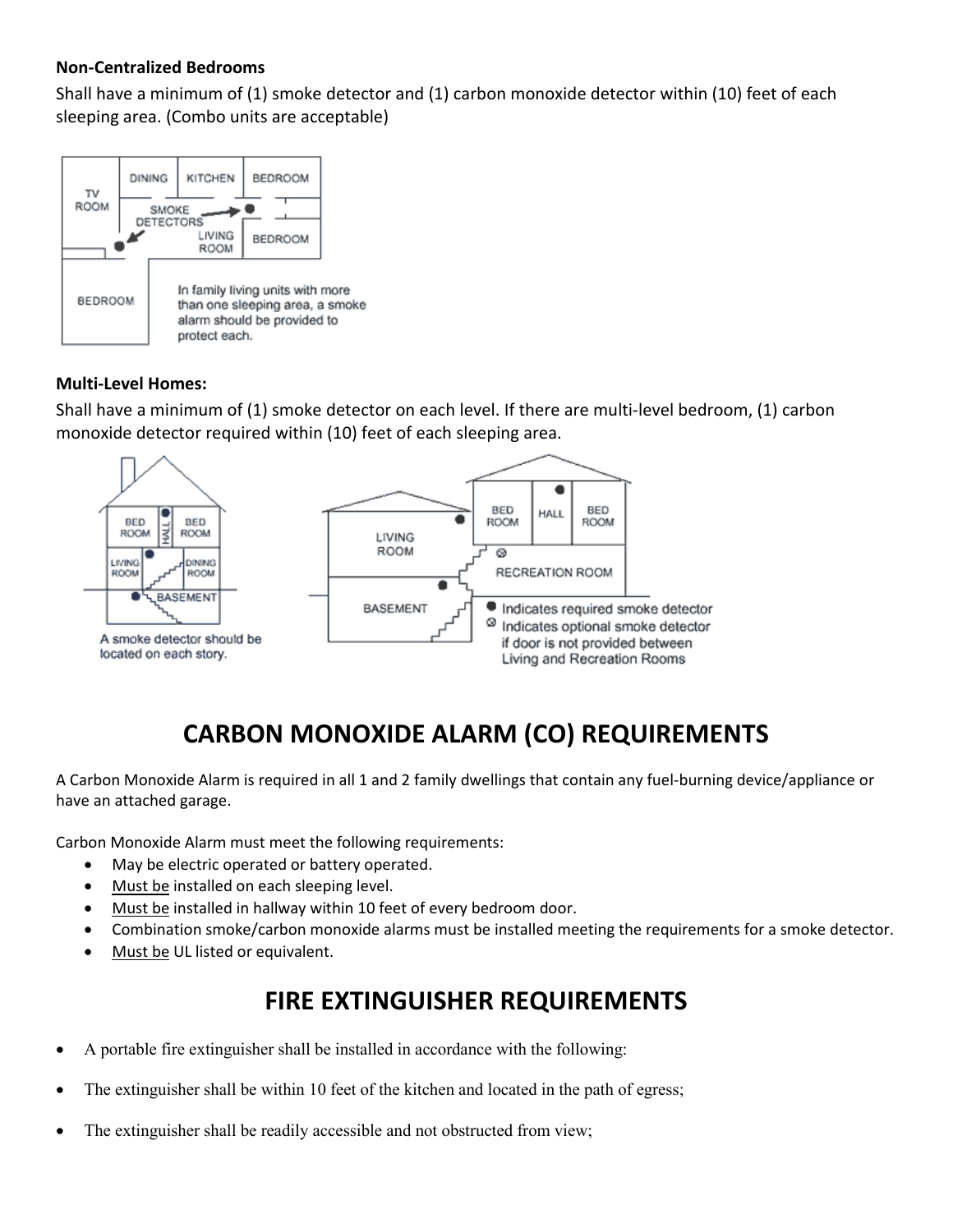**Non-Centralized Bedrooms**

Shall have a minimum of (1) smoke detector and (1) carbon monoxide detector within (10) feet of each sleeping area. (Combo units are acceptable)

In family living units with more than one sleeping area, a smoke alarm should be provided to protect each.

**Multi-Level Homes:**

Shall have a minimum of (1) smoke detector on each level. If there are multi-level bedroom, (1) carbon monoxide detector required within (10) feet of each sleeping area.

A smoke detector should be located on each story.

● Indicates required smoke detector
⊗ Indicates optional smoke detector if door is not provided between Living and Recreation Rooms

# CARBON MONOXIDE ALARM (CO) REQUIREMENTS

A Carbon Monoxide Alarm is required in all 1 and 2 family dwellings that contain any fuel-burning device/appliance or have an attached garage.

Carbon Monoxide Alarm must meet the following requirements:

- May be electric operated or battery operated.
- Must be installed on each sleeping level.
- Must be installed in hallway within 10 feet of every bedroom door.
- Combination smoke/carbon monoxide alarms must be installed meeting the requirements for a smoke detector.
- Must be UL listed or equivalent.

# FIRE EXTINGUISHER REQUIREMENTS

- A portable fire extinguisher shall be installed in accordance with the following:
- The extinguisher shall be within 10 feet of the kitchen and located in the path of egress;
- The extinguisher shall be readily accessible and not obstructed from view;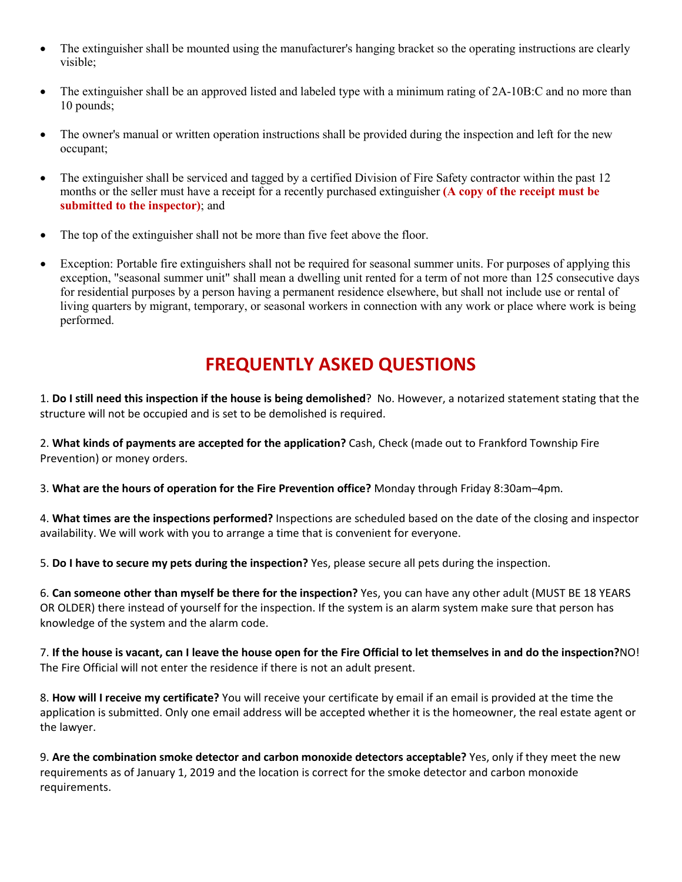- The extinguisher shall be mounted using the manufacturer's hanging bracket so the operating instructions are clearly visible;

- The extinguisher shall be an approved listed and labeled type with a minimum rating of 2A-10B:C and no more than 10 pounds;

- The owner's manual or written operation instructions shall be provided during the inspection and left for the new occupant;

- The extinguisher shall be serviced and tagged by a certified Division of Fire Safety contractor within the past 12 months or the seller must have a receipt for a recently purchased extinguisher **(A copy of the receipt must be submitted to the inspector)**; and

- The top of the extinguisher shall not be more than five feet above the floor.

- Exception: Portable fire extinguishers shall not be required for seasonal summer units. For purposes of applying this exception, "seasonal summer unit" shall mean a dwelling unit rented for a term of not more than 125 consecutive days for residential purposes by a person having a permanent residence elsewhere, but shall not include use or rental of living quarters by migrant, temporary, or seasonal workers in connection with any work or place where work is being performed.

## FREQUENTLY ASKED QUESTIONS

1. **Do I still need this inspection if the house is being demolished**? No. However, a notarized statement stating that the structure will not be occupied and is set to be demolished is required.

2. **What kinds of payments are accepted for the application?** Cash, Check (made out to Frankford Township Fire Prevention) or money orders.

3. **What are the hours of operation for the Fire Prevention office?** Monday through Friday 8:30am–4pm.

4. **What times are the inspections performed?** Inspections are scheduled based on the date of the closing and inspector availability. We will work with you to arrange a time that is convenient for everyone.

5. **Do I have to secure my pets during the inspection?** Yes, please secure all pets during the inspection.

6. **Can someone other than myself be there for the inspection?** Yes, you can have any other adult (MUST BE 18 YEARS OR OLDER) there instead of yourself for the inspection. If the system is an alarm system make sure that person has knowledge of the system and the alarm code.

7. **If the house is vacant, can I leave the house open for the Fire Official to let themselves in and do the inspection?**NO! The Fire Official will not enter the residence if there is not an adult present.

8. **How will I receive my certificate?** You will receive your certificate by email if an email is provided at the time the application is submitted. Only one email address will be accepted whether it is the homeowner, the real estate agent or the lawyer.

9. **Are the combination smoke detector and carbon monoxide detectors acceptable?** Yes, only if they meet the new requirements as of January 1, 2019 and the location is correct for the smoke detector and carbon monoxide requirements.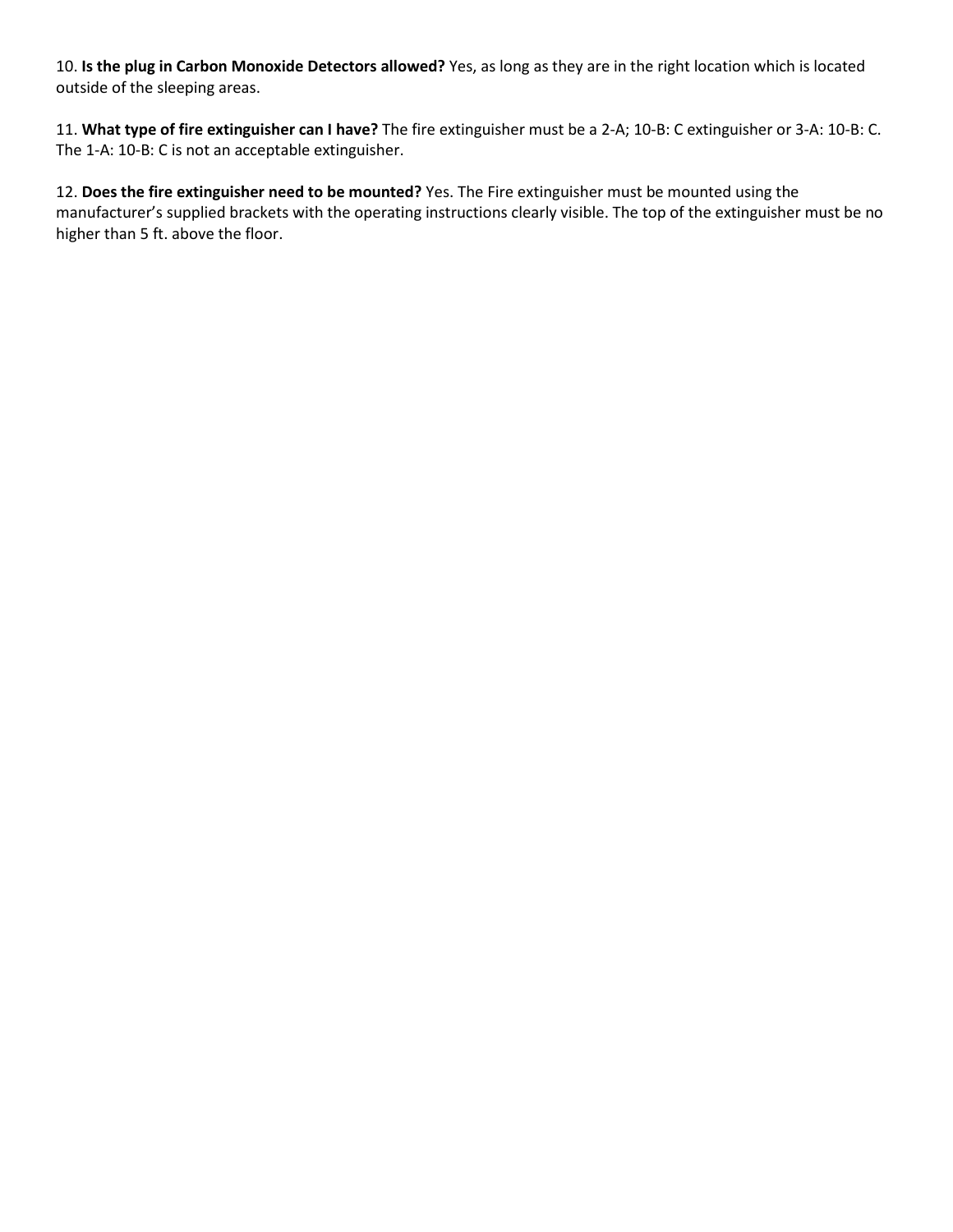10. **Is the plug in Carbon Monoxide Detectors allowed?** Yes, as long as they are in the right location which is located outside of the sleeping areas.

11. **What type of fire extinguisher can I have?** The fire extinguisher must be a 2-A; 10-B: C extinguisher or 3-A: 10-B: C. The 1-A: 10-B: C is not an acceptable extinguisher.

12. **Does the fire extinguisher need to be mounted?** Yes. The Fire extinguisher must be mounted using the manufacturer's supplied brackets with the operating instructions clearly visible. The top of the extinguisher must be no higher than 5 ft. above the floor.